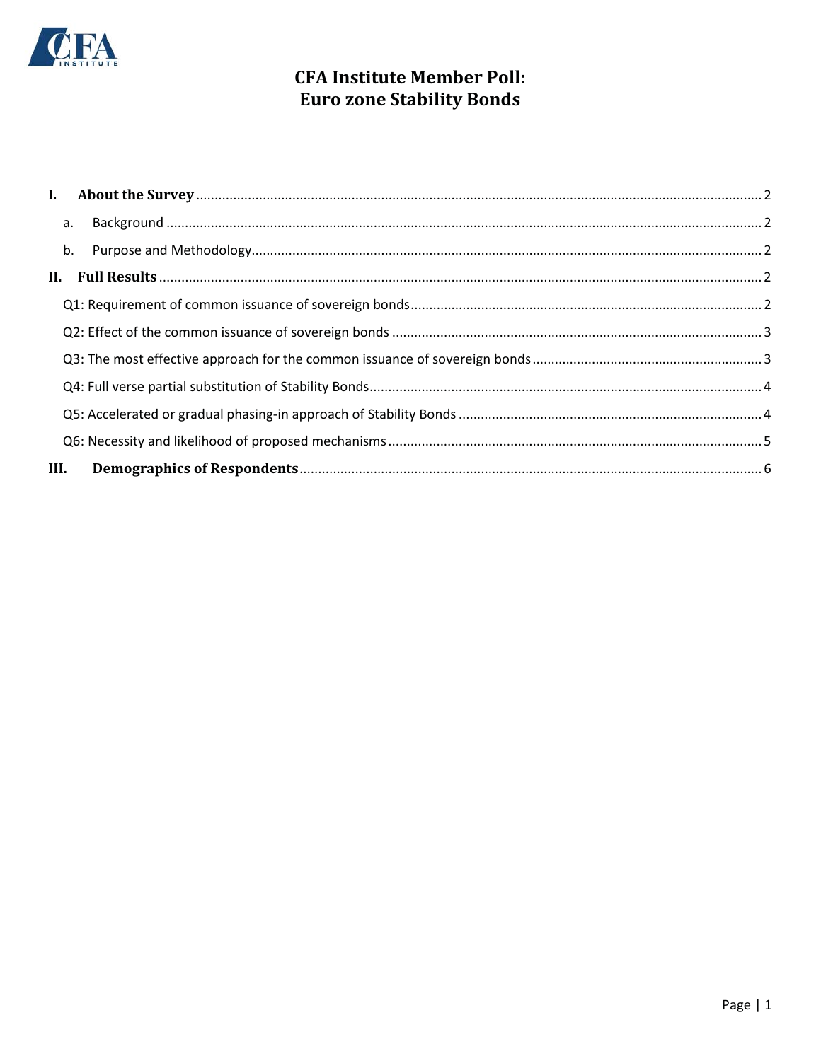# CFA Institute Member Poll: Euro zone Stability Bonds

I. **About the Survey** ........ 2

- a. Background ........ 2
- b. Purpose and Methodology........ 2

II. **Full Results** ........ 2

- Q1: Requirement of common issuance of sovereign bonds ........ 2
- Q2: Effect of the common issuance of sovereign bonds ........ 3
- Q3: The most effective approach for the common issuance of sovereign bonds ........ 3
- Q4: Full verse partial substitution of Stability Bonds........ 4
- Q5: Accelerated or gradual phasing-in approach of Stability Bonds ........ 4
- Q6: Necessity and likelihood of proposed mechanisms ........ 5

III. **Demographics of Respondents**........ 6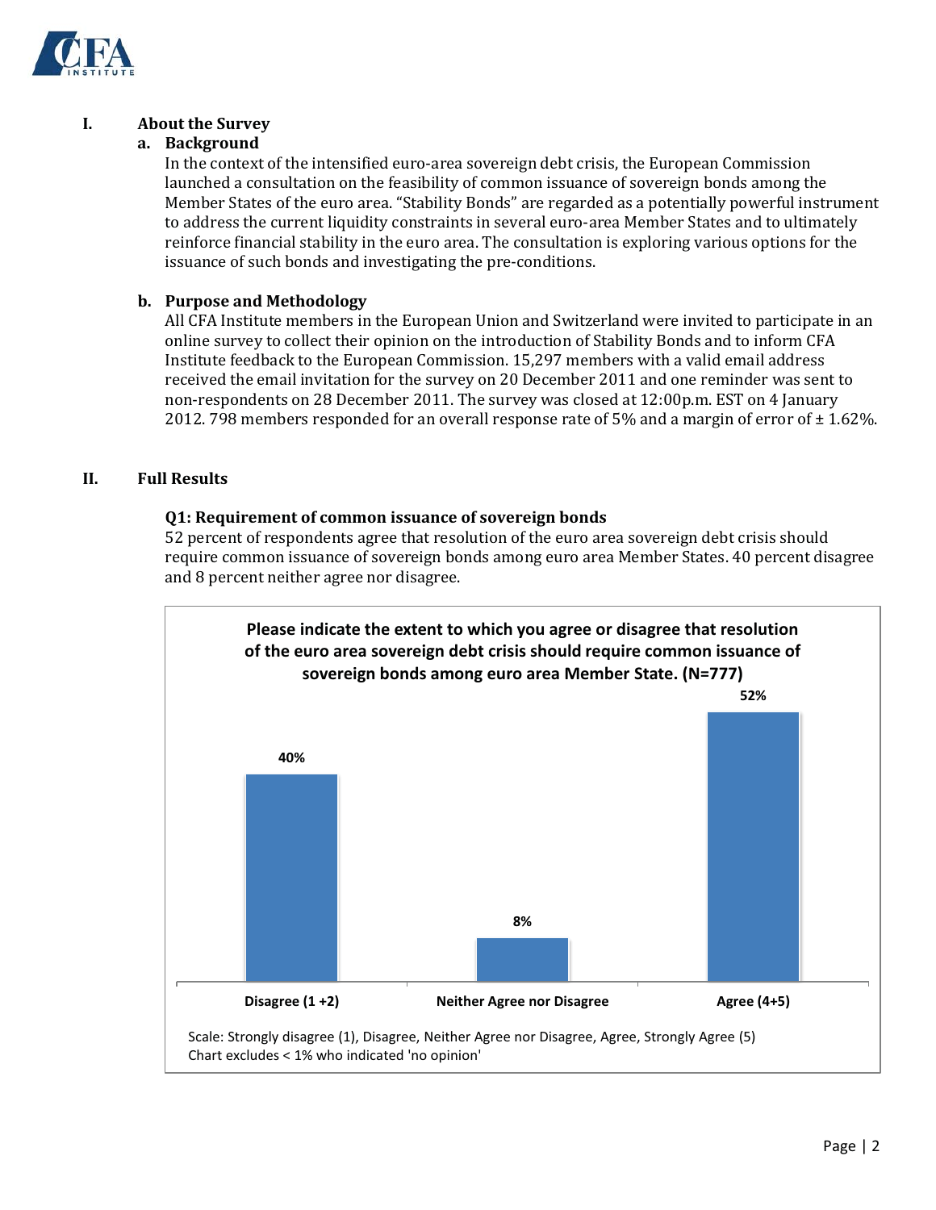## I. About the Survey

### a. Background

In the context of the intensified euro-area sovereign debt crisis, the European Commission launched a consultation on the feasibility of common issuance of sovereign bonds among the Member States of the euro area. "Stability Bonds" are regarded as a potentially powerful instrument to address the current liquidity constraints in several euro-area Member States and to ultimately reinforce financial stability in the euro area. The consultation is exploring various options for the issuance of such bonds and investigating the pre-conditions.

### b. Purpose and Methodology

All CFA Institute members in the European Union and Switzerland were invited to participate in an online survey to collect their opinion on the introduction of Stability Bonds and to inform CFA Institute feedback to the European Commission. 15,297 members with a valid email address received the email invitation for the survey on 20 December 2011 and one reminder was sent to non-respondents on 28 December 2011. The survey was closed at 12:00p.m. EST on 4 January 2012. 798 members responded for an overall response rate of 5% and a margin of error of ± 1.62%.

## II. Full Results

### Q1: Requirement of common issuance of sovereign bonds

52 percent of respondents agree that resolution of the euro area sovereign debt crisis should require common issuance of sovereign bonds among euro area Member States. 40 percent disagree and 8 percent neither agree nor disagree.

**Please indicate the extent to which you agree or disagree that resolution of the euro area sovereign debt crisis should require common issuance of sovereign bonds among euro area Member State. (N=777)**

| Disagree (1 +2) | Neither Agree nor Disagree | Agree (4+5) |
|---|---|---|
| 40% | 8% | 52% |

Scale: Strongly disagree (1), Disagree, Neither Agree nor Disagree, Agree, Strongly Agree (5)
Chart excludes < 1% who indicated 'no opinion'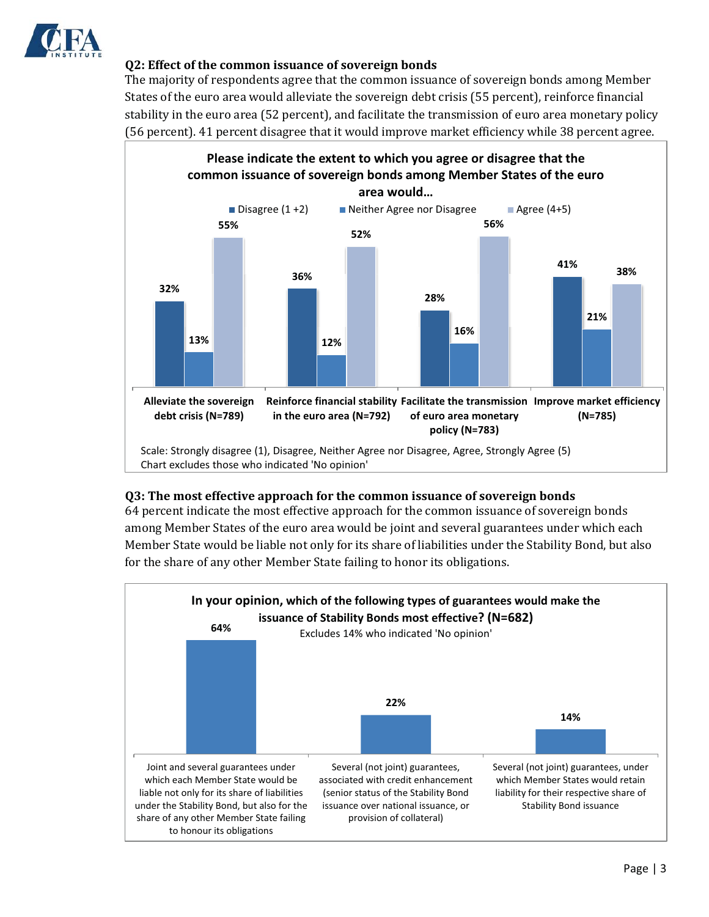### Q2: Effect of the common issuance of sovereign bonds

The majority of respondents agree that the common issuance of sovereign bonds among Member States of the euro area would alleviate the sovereign debt crisis (55 percent), reinforce financial stability in the euro area (52 percent), and facilitate the transmission of euro area monetary policy (56 percent). 41 percent disagree that it would improve market efficiency while 38 percent agree.

**Please indicate the extent to which you agree or disagree that the common issuance of sovereign bonds among Member States of the euro area would…**

| | Disagree (1 +2) | Neither Agree nor Disagree | Agree (4+5) |
|---|---|---|---|
| Alleviate the sovereign debt crisis (N=789) | 32% | 13% | 55% |
| Reinforce financial stability in the euro area (N=792) | 36% | 12% | 52% |
| Facilitate the transmission of euro area monetary policy (N=783) | 28% | 16% | 56% |
| Improve market efficiency (N=785) | 41% | 21% | 38% |

Scale: Strongly disagree (1), Disagree, Neither Agree nor Disagree, Agree, Strongly Agree (5)
Chart excludes those who indicated 'No opinion'

### Q3: The most effective approach for the common issuance of sovereign bonds

64 percent indicate the most effective approach for the common issuance of sovereign bonds among Member States of the euro area would be joint and several guarantees under which each Member State would be liable not only for its share of liabilities under the Stability Bond, but also for the share of any other Member State failing to honor its obligations.

**In your opinion, which of the following types of guarantees would make the issuance of Stability Bonds most effective? (N=682)**
Excludes 14% who indicated 'No opinion'

| Type of guarantee | Percent |
|---|---|
| Joint and several guarantees under which each Member State would be liable not only for its share of liabilities under the Stability Bond, but also for the share of any other Member State failing to honour its obligations | 64% |
| Several (not joint) guarantees, associated with credit enhancement (senior status of the Stability Bond issuance over national issuance, or provision of collateral) | 22% |
| Several (not joint) guarantees, under which Member States would retain liability for their respective share of Stability Bond issuance | 14% |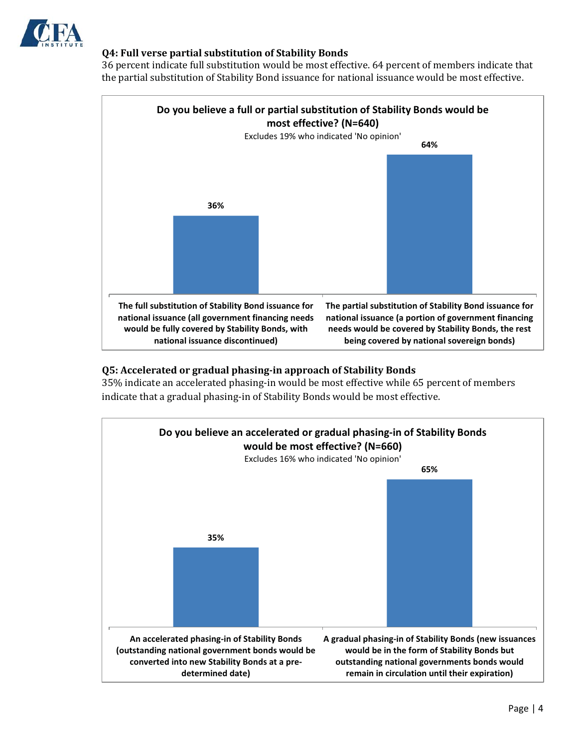### Q4: Full verse partial substitution of Stability Bonds

36 percent indicate full substitution would be most effective. 64 percent of members indicate that the partial substitution of Stability Bond issuance for national issuance would be most effective.

**Do you believe a full or partial substitution of Stability Bonds would be most effective? (N=640)**

Excludes 19% who indicated 'No opinion'

| Response | Percent |
| --- | --- |
| The full substitution of Stability Bond issuance for national issuance (all government financing needs would be fully covered by Stability Bonds, with national issuance discontinued) | 36% |
| The partial substitution of Stability Bond issuance for national issuance (a portion of government financing needs would be covered by Stability Bonds, the rest being covered by national sovereign bonds) | 64% |

### Q5: Accelerated or gradual phasing-in approach of Stability Bonds

35% indicate an accelerated phasing-in would be most effective while 65 percent of members indicate that a gradual phasing-in of Stability Bonds would be most effective.

**Do you believe an accelerated or gradual phasing-in of Stability Bonds would be most effective? (N=660)**

Excludes 16% who indicated 'No opinion'

| Response | Percent |
| --- | --- |
| An accelerated phasing-in of Stability Bonds (outstanding national government bonds would be converted into new Stability Bonds at a pre-determined date) | 35% |
| A gradual phasing-in of Stability Bonds (new issuances would be in the form of Stability Bonds but outstanding national governments bonds would remain in circulation until their expiration) | 65% |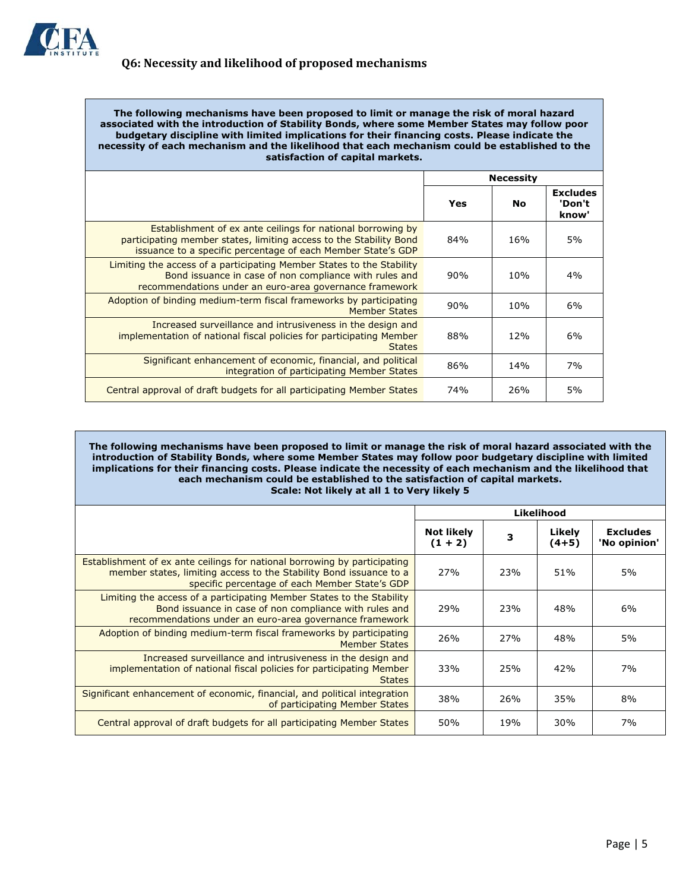### Q6: Necessity and likelihood of proposed mechanisms

**The following mechanisms have been proposed to limit or manage the risk of moral hazard associated with the introduction of Stability Bonds, where some Member States may follow poor budgetary discipline with limited implications for their financing costs. Please indicate the necessity of each mechanism and the likelihood that each mechanism could be established to the satisfaction of capital markets.**

| | Necessity | | |
|---|---|---|---|
| | **Yes** | **No** | **Excludes 'Don't know'** |
| Establishment of ex ante ceilings for national borrowing by participating member states, limiting access to the Stability Bond issuance to a specific percentage of each Member State's GDP | 84% | 16% | 5% |
| Limiting the access of a participating Member States to the Stability Bond issuance in case of non compliance with rules and recommendations under an euro-area governance framework | 90% | 10% | 4% |
| Adoption of binding medium-term fiscal frameworks by participating Member States | 90% | 10% | 6% |
| Increased surveillance and intrusiveness in the design and implementation of national fiscal policies for participating Member States | 88% | 12% | 6% |
| Significant enhancement of economic, financial, and political integration of participating Member States | 86% | 14% | 7% |
| Central approval of draft budgets for all participating Member States | 74% | 26% | 5% |

**The following mechanisms have been proposed to limit or manage the risk of moral hazard associated with the introduction of Stability Bonds, where some Member States may follow poor budgetary discipline with limited implications for their financing costs. Please indicate the necessity of each mechanism and the likelihood that each mechanism could be established to the satisfaction of capital markets.**
**Scale: Not likely at all 1 to Very likely 5**

| | Likelihood | | | |
|---|---|---|---|---|
| | **Not likely (1 + 2)** | **3** | **Likely (4+5)** | **Excludes 'No opinion'** |
| Establishment of ex ante ceilings for national borrowing by participating member states, limiting access to the Stability Bond issuance to a specific percentage of each Member State's GDP | 27% | 23% | 51% | 5% |
| Limiting the access of a participating Member States to the Stability Bond issuance in case of non compliance with rules and recommendations under an euro-area governance framework | 29% | 23% | 48% | 6% |
| Adoption of binding medium-term fiscal frameworks by participating Member States | 26% | 27% | 48% | 5% |
| Increased surveillance and intrusiveness in the design and implementation of national fiscal policies for participating Member States | 33% | 25% | 42% | 7% |
| Significant enhancement of economic, financial, and political integration of participating Member States | 38% | 26% | 35% | 8% |
| Central approval of draft budgets for all participating Member States | 50% | 19% | 30% | 7% |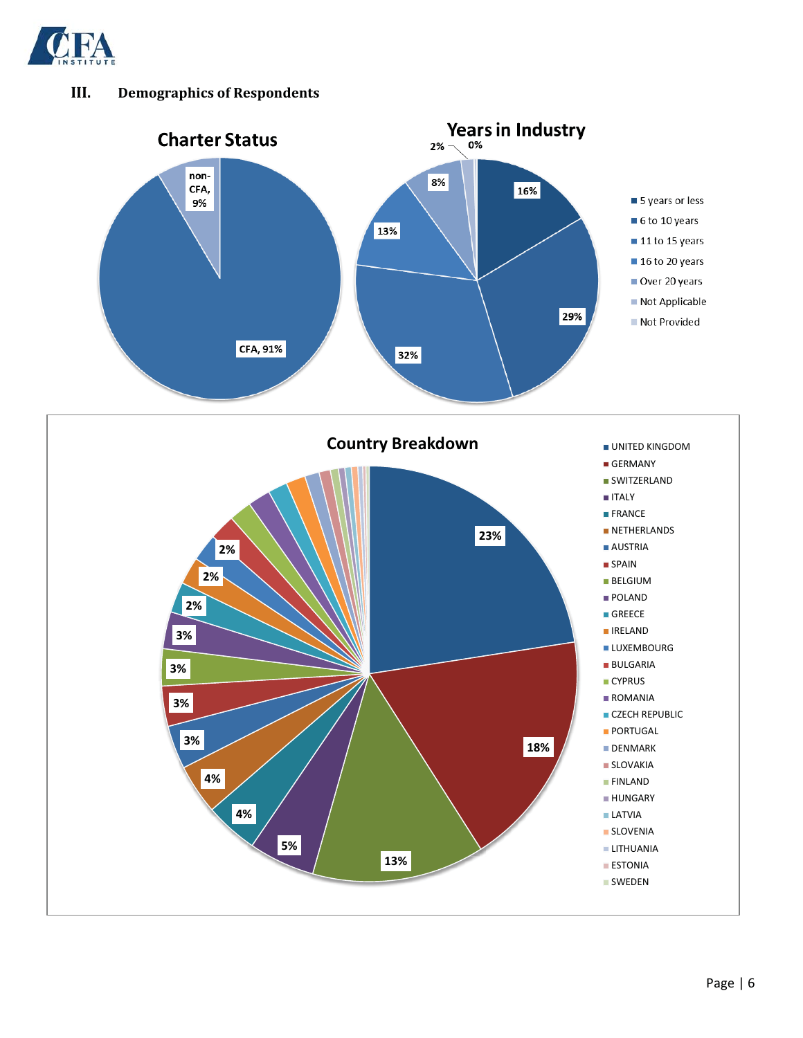## III. Demographics of Respondents

**Charter Status**

- CFA, 91%
- non-CFA, 9%

**Years in Industry**

- 5 years or less: 16%
- 6 to 10 years: 29%
- 11 to 15 years: 32%
- 16 to 20 years: 13%
- Over 20 years: 8%
- Not Applicable: 2%
- Not Provided: 0%

**Country Breakdown**

- UNITED KINGDOM: 23%
- GERMANY: 18%
- SWITZERLAND: 13%
- ITALY: 5%
- FRANCE: 4%
- NETHERLANDS: 4%
- AUSTRIA: 3%
- SPAIN: 3%
- BELGIUM: 3%
- POLAND: 3%
- GREECE: 2%
- IRELAND: 2%
- LUXEMBOURG: 2%
- BULGARIA
- CYPRUS
- ROMANIA
- CZECH REPUBLIC
- PORTUGAL
- DENMARK
- SLOVAKIA
- FINLAND
- HUNGARY
- LATVIA
- SLOVENIA
- LITHUANIA
- ESTONIA
- SWEDEN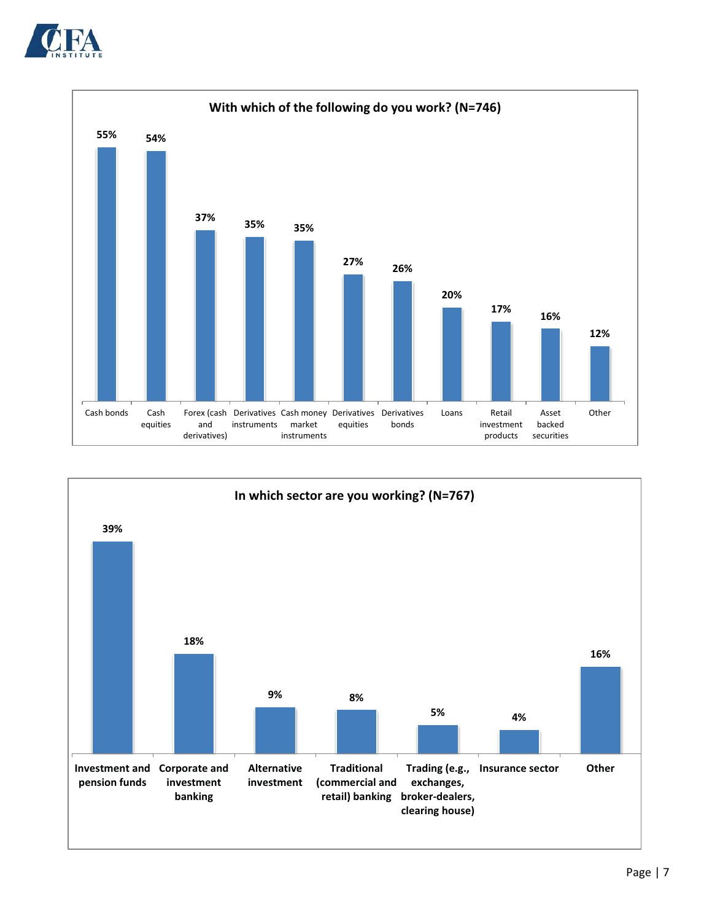**With which of the following do you work? (N=746)**

| Category | Percentage |
| --- | --- |
| Cash bonds | 55% |
| Cash equities | 54% |
| Forex (cash and derivatives) | 37% |
| Derivatives instruments | 35% |
| Cash money market instruments | 35% |
| Derivatives equities | 27% |
| Derivatives bonds | 26% |
| Loans | 20% |
| Retail investment products | 17% |
| Asset backed securities | 16% |
| Other | 12% |

**In which sector are you working? (N=767)**

| Sector | Percentage |
| --- | --- |
| Investment and pension funds | 39% |
| Corporate and investment banking | 18% |
| Alternative investment | 9% |
| Traditional (commercial and retail) banking | 8% |
| Trading (e.g., exchanges, broker-dealers, clearing house) | 5% |
| Insurance sector | 4% |
| Other | 16% |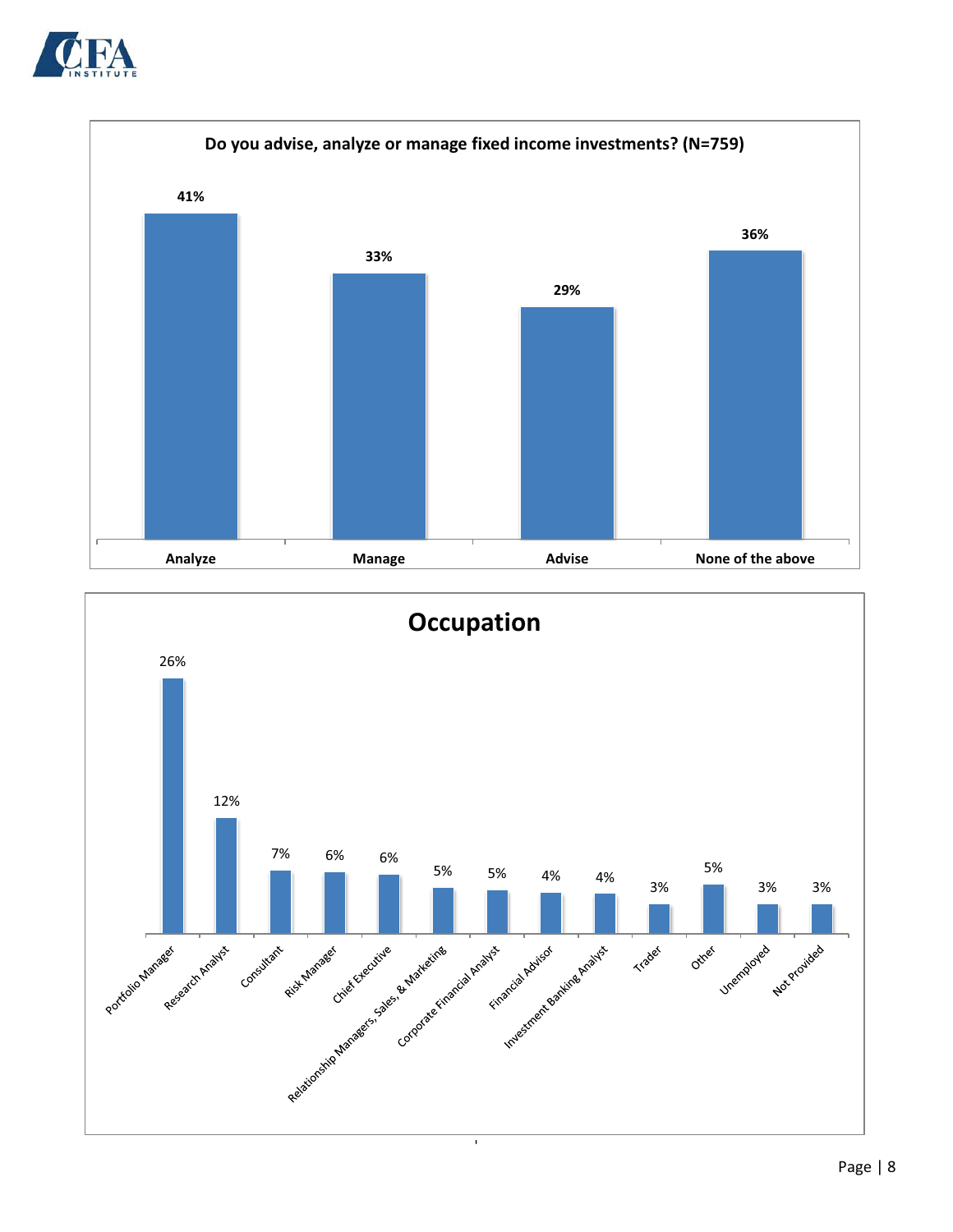**Do you advise, analyze or manage fixed income investments? (N=759)**

41%
33%
29%
36%

Analyze
Manage
Advise
None of the above

**Occupation**

26%
12%
7%
6%
6%
5%
5%
4%
4%
3%
5%
3%
3%

Portfolio Manager
Research Analyst
Consultant
Risk Manager
Chief Executive
Relationship Managers, Sales, & Marketing
Corporate Financial Analyst
Financial Advisor
Investment Banking Analyst
Trader
Other
Unemployed
Not Provided